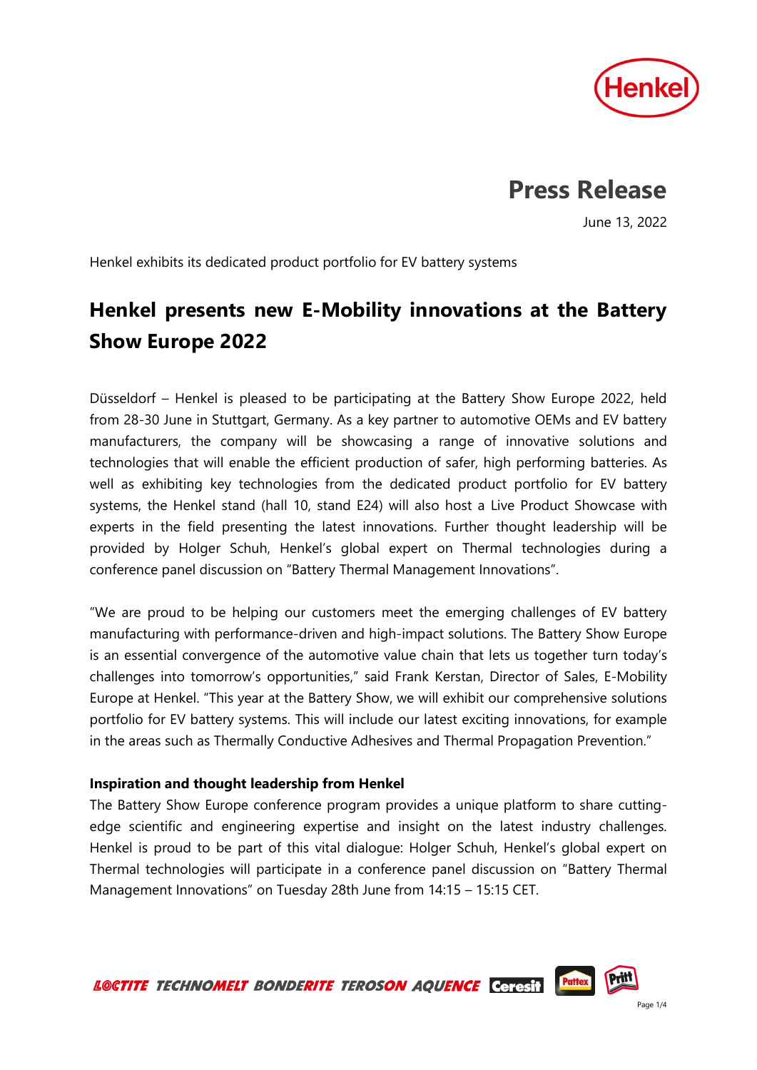# Press Release

June 13, 2022

Henkel exhibits its dedicated product portfolio for EV battery systems

## Henkel presents new E-Mobility innovations at the Battery Show Europe 2022

Düsseldorf – Henkel is pleased to be participating at the Battery Show Europe 2022, held from 28-30 June in Stuttgart, Germany. As a key partner to automotive OEMs and EV battery manufacturers, the company will be showcasing a range of innovative solutions and technologies that will enable the efficient production of safer, high performing batteries. As well as exhibiting key technologies from the dedicated product portfolio for EV battery systems, the Henkel stand (hall 10, stand E24) will also host a Live Product Showcase with experts in the field presenting the latest innovations. Further thought leadership will be provided by Holger Schuh, Henkel's global expert on Thermal technologies during a conference panel discussion on "Battery Thermal Management Innovations".

"We are proud to be helping our customers meet the emerging challenges of EV battery manufacturing with performance-driven and high-impact solutions. The Battery Show Europe is an essential convergence of the automotive value chain that lets us together turn today's challenges into tomorrow's opportunities," said Frank Kerstan, Director of Sales, E-Mobility Europe at Henkel. "This year at the Battery Show, we will exhibit our comprehensive solutions portfolio for EV battery systems. This will include our latest exciting innovations, for example in the areas such as Thermally Conductive Adhesives and Thermal Propagation Prevention."

**Inspiration and thought leadership from Henkel**

The Battery Show Europe conference program provides a unique platform to share cutting-edge scientific and engineering expertise and insight on the latest industry challenges. Henkel is proud to be part of this vital dialogue: Holger Schuh, Henkel's global expert on Thermal technologies will participate in a conference panel discussion on "Battery Thermal Management Innovations" on Tuesday 28th June from 14:15 – 15:15 CET.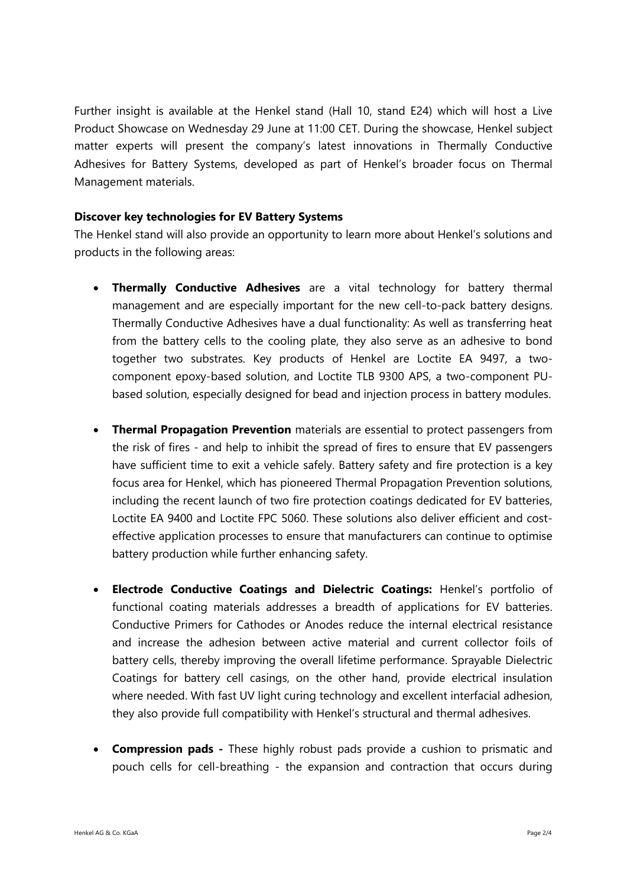Further insight is available at the Henkel stand (Hall 10, stand E24) which will host a Live Product Showcase on Wednesday 29 June at 11:00 CET. During the showcase, Henkel subject matter experts will present the company's latest innovations in Thermally Conductive Adhesives for Battery Systems, developed as part of Henkel's broader focus on Thermal Management materials.

**Discover key technologies for EV Battery Systems**

The Henkel stand will also provide an opportunity to learn more about Henkel's solutions and products in the following areas:

- **Thermally Conductive Adhesives** are a vital technology for battery thermal management and are especially important for the new cell-to-pack battery designs. Thermally Conductive Adhesives have a dual functionality: As well as transferring heat from the battery cells to the cooling plate, they also serve as an adhesive to bond together two substrates. Key products of Henkel are Loctite EA 9497, a two-component epoxy-based solution, and Loctite TLB 9300 APS, a two-component PU-based solution, especially designed for bead and injection process in battery modules.

- **Thermal Propagation Prevention** materials are essential to protect passengers from the risk of fires - and help to inhibit the spread of fires to ensure that EV passengers have sufficient time to exit a vehicle safely. Battery safety and fire protection is a key focus area for Henkel, which has pioneered Thermal Propagation Prevention solutions, including the recent launch of two fire protection coatings dedicated for EV batteries, Loctite EA 9400 and Loctite FPC 5060. These solutions also deliver efficient and cost-effective application processes to ensure that manufacturers can continue to optimise battery production while further enhancing safety.

- **Electrode Conductive Coatings and Dielectric Coatings:** Henkel's portfolio of functional coating materials addresses a breadth of applications for EV batteries. Conductive Primers for Cathodes or Anodes reduce the internal electrical resistance and increase the adhesion between active material and current collector foils of battery cells, thereby improving the overall lifetime performance. Sprayable Dielectric Coatings for battery cell casings, on the other hand, provide electrical insulation where needed. With fast UV light curing technology and excellent interfacial adhesion, they also provide full compatibility with Henkel's structural and thermal adhesives.

- **Compression pads -** These highly robust pads provide a cushion to prismatic and pouch cells for cell-breathing - the expansion and contraction that occurs during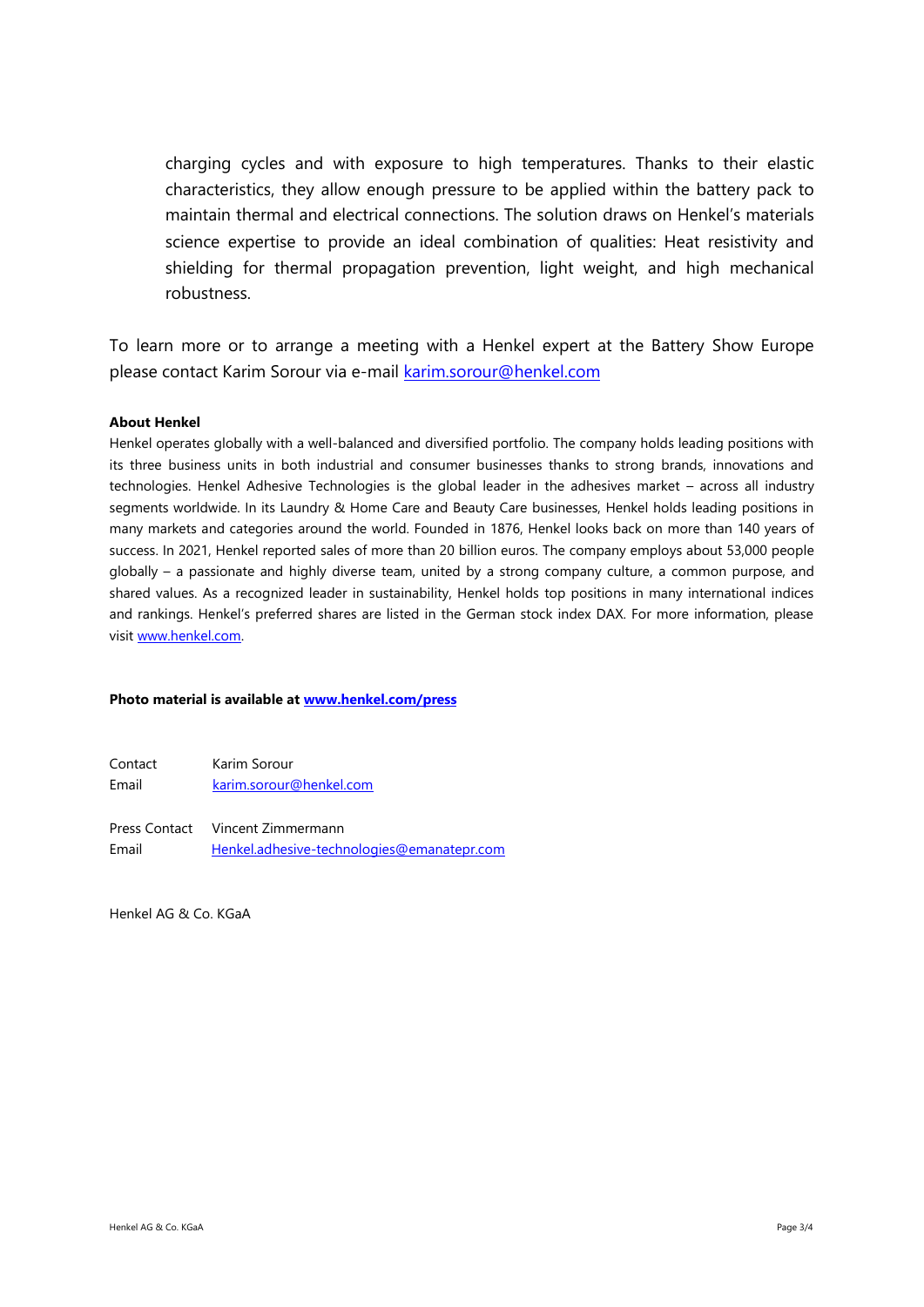charging cycles and with exposure to high temperatures. Thanks to their elastic characteristics, they allow enough pressure to be applied within the battery pack to maintain thermal and electrical connections. The solution draws on Henkel's materials science expertise to provide an ideal combination of qualities: Heat resistivity and shielding for thermal propagation prevention, light weight, and high mechanical robustness.

To learn more or to arrange a meeting with a Henkel expert at the Battery Show Europe please contact Karim Sorour via e-mail karim.sorour@henkel.com

**About Henkel**

Henkel operates globally with a well-balanced and diversified portfolio. The company holds leading positions with its three business units in both industrial and consumer businesses thanks to strong brands, innovations and technologies. Henkel Adhesive Technologies is the global leader in the adhesives market – across all industry segments worldwide. In its Laundry & Home Care and Beauty Care businesses, Henkel holds leading positions in many markets and categories around the world. Founded in 1876, Henkel looks back on more than 140 years of success. In 2021, Henkel reported sales of more than 20 billion euros. The company employs about 53,000 people globally – a passionate and highly diverse team, united by a strong company culture, a common purpose, and shared values. As a recognized leader in sustainability, Henkel holds top positions in many international indices and rankings. Henkel's preferred shares are listed in the German stock index DAX. For more information, please visit www.henkel.com.

**Photo material is available at www.henkel.com/press**

Contact  Karim Sorour
Email  karim.sorour@henkel.com

Press Contact  Vincent Zimmermann
Email  Henkel.adhesive-technologies@emanatepr.com

Henkel AG & Co. KGaA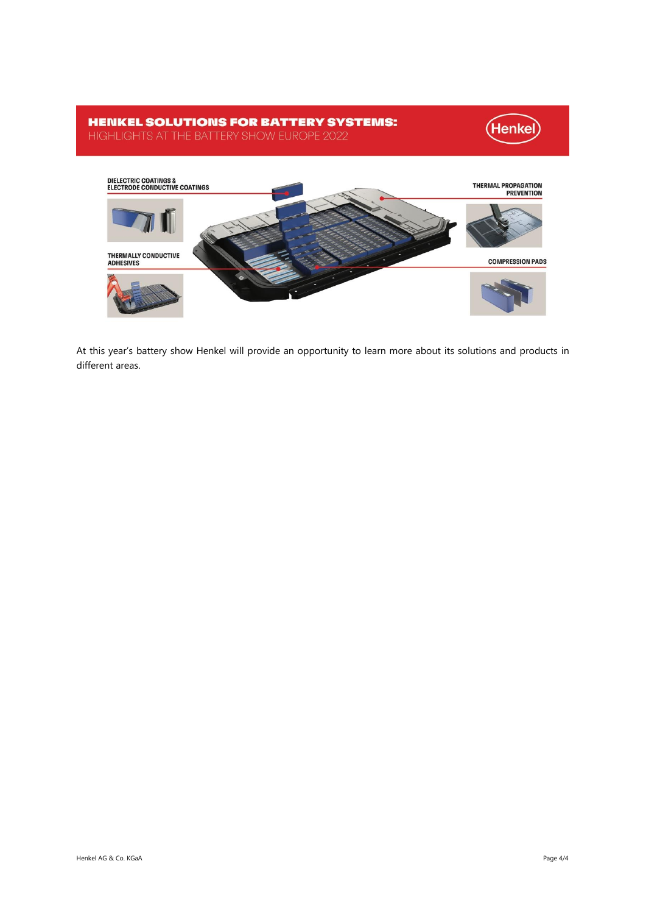**HENKEL SOLUTIONS FOR BATTERY SYSTEMS:**
HIGHLIGHTS AT THE BATTERY SHOW EUROPE 2022

Henkel

DIELECTRIC COATINGS & ELECTRODE CONDUCTIVE COATINGS

THERMAL PROPAGATION PREVENTION

THERMALLY CONDUCTIVE ADHESIVES

COMPRESSION PADS

At this year's battery show Henkel will provide an opportunity to learn more about its solutions and products in different areas.